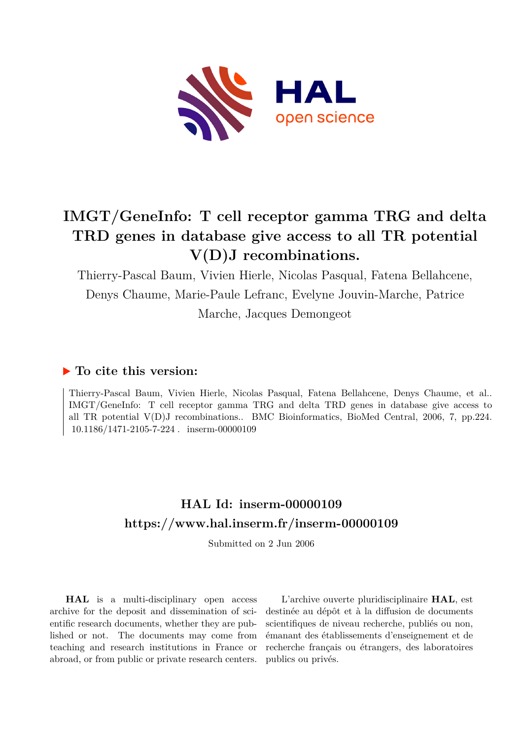# IMGT/GeneInfo: T cell receptor gamma TRG and delta TRD genes in database give access to all TR potential V(D)J recombinations.

Thierry-Pascal Baum, Vivien Hierle, Nicolas Pasqual, Fatena Bellahcene, Denys Chaume, Marie-Paule Lefranc, Evelyne Jouvin-Marche, Patrice Marche, Jacques Demongeot

## ▶ To cite this version:

Thierry-Pascal Baum, Vivien Hierle, Nicolas Pasqual, Fatena Bellahcene, Denys Chaume, et al.. IMGT/GeneInfo: T cell receptor gamma TRG and delta TRD genes in database give access to all TR potential V(D)J recombinations.. BMC Bioinformatics, BioMed Central, 2006, 7, pp.224. 10.1186/1471-2105-7-224 . inserm-00000109

## HAL Id: inserm-00000109
## https://www.hal.inserm.fr/inserm-00000109

Submitted on 2 Jun 2006

**HAL** is a multi-disciplinary open access archive for the deposit and dissemination of scientific research documents, whether they are published or not. The documents may come from teaching and research institutions in France or abroad, or from public or private research centers.

L'archive ouverte pluridisciplinaire **HAL**, est destinée au dépôt et à la diffusion de documents scientifiques de niveau recherche, publiés ou non, émanant des établissements d'enseignement et de recherche français ou étrangers, des laboratoires publics ou privés.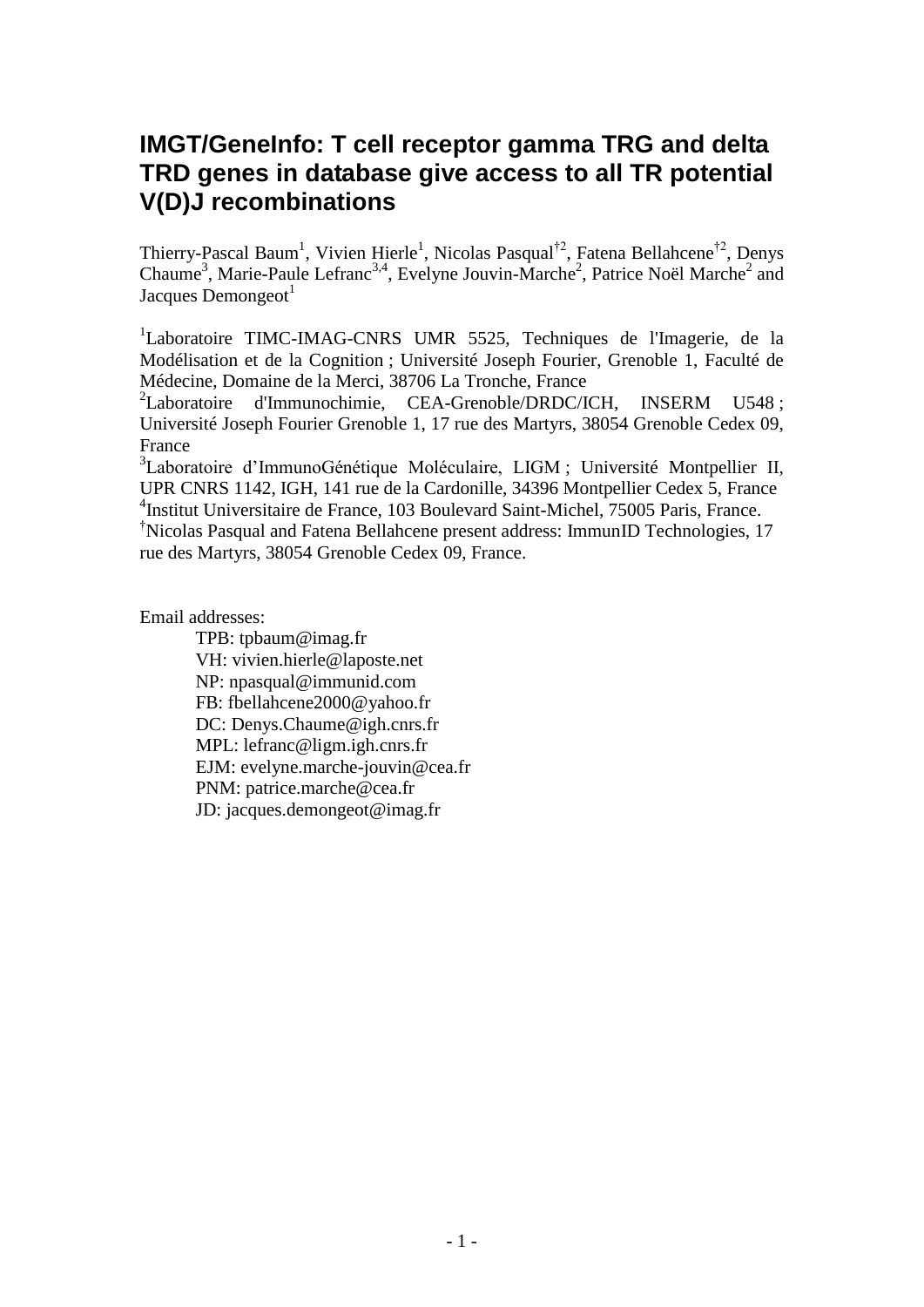# IMGT/GeneInfo: T cell receptor gamma TRG and delta TRD genes in database give access to all TR potential V(D)J recombinations

Thierry-Pascal Baum[1], Vivien Hierle[1], Nicolas Pasqual[†2], Fatena Bellahcene[†2], Denys Chaume[3], Marie-Paule Lefranc[3,4], Evelyne Jouvin-Marche[2], Patrice Noël Marche[2] and Jacques Demongeot[1]

[1]Laboratoire TIMC-IMAG-CNRS UMR 5525, Techniques de l'Imagerie, de la Modélisation et de la Cognition ; Université Joseph Fourier, Grenoble 1, Faculté de Médecine, Domaine de la Merci, 38706 La Tronche, France

[2]Laboratoire d'Immunochimie, CEA-Grenoble/DRDC/ICH, INSERM U548 ; Université Joseph Fourier Grenoble 1, 17 rue des Martyrs, 38054 Grenoble Cedex 09, France

[3]Laboratoire d'ImmunoGénétique Moléculaire, LIGM ; Université Montpellier II, UPR CNRS 1142, IGH, 141 rue de la Cardonille, 34396 Montpellier Cedex 5, France

[4]Institut Universitaire de France, 103 Boulevard Saint-Michel, 75005 Paris, France.

[†]Nicolas Pasqual and Fatena Bellahcene present address: ImmunID Technologies, 17 rue des Martyrs, 38054 Grenoble Cedex 09, France.

Email addresses:

- TPB: tpbaum@imag.fr
- VH: vivien.hierle@laposte.net
- NP: npasqual@immunid.com
- FB: fbellahcene2000@yahoo.fr
- DC: Denys.Chaume@igh.cnrs.fr
- MPL: lefranc@ligm.igh.cnrs.fr
- EJM: evelyne.marche-jouvin@cea.fr
- PNM: patrice.marche@cea.fr
- JD: jacques.demongeot@imag.fr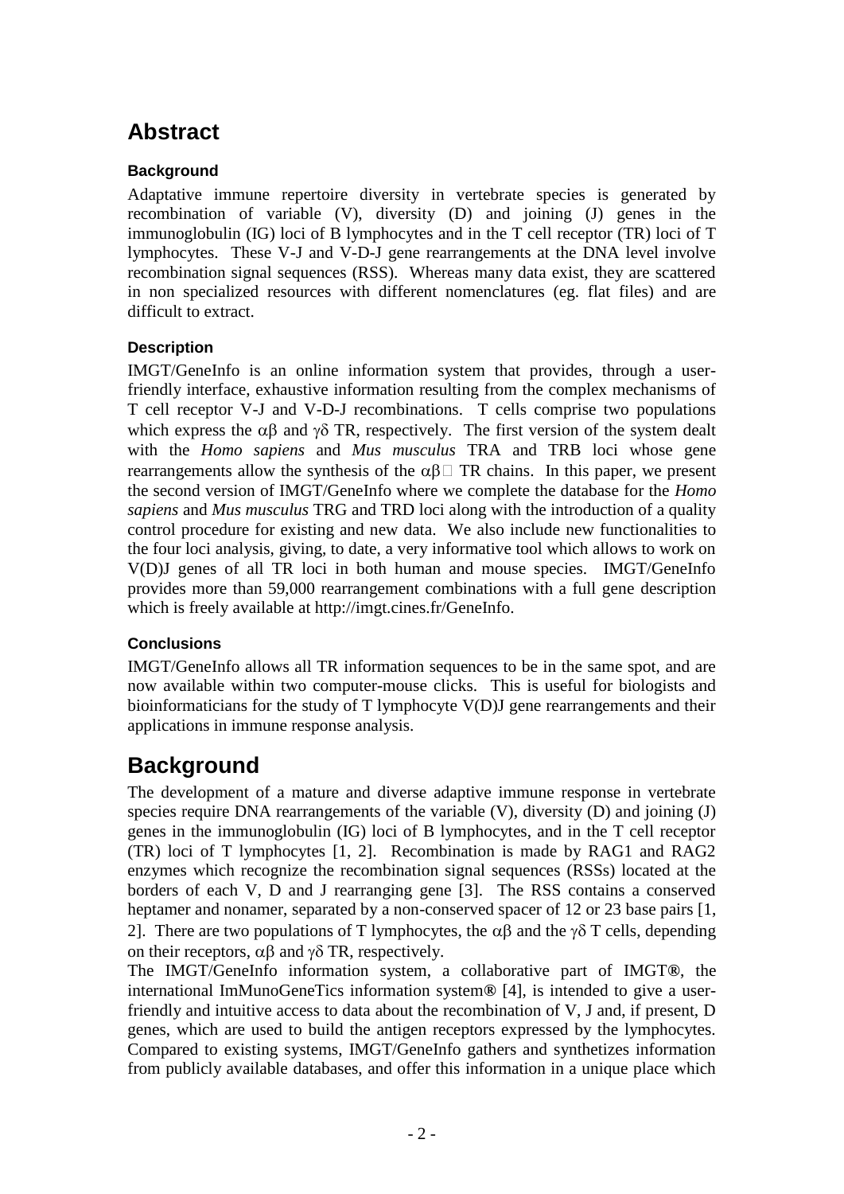# Abstract

### Background

Adaptative immune repertoire diversity in vertebrate species is generated by recombination of variable (V), diversity (D) and joining (J) genes in the immunoglobulin (IG) loci of B lymphocytes and in the T cell receptor (TR) loci of T lymphocytes. These V-J and V-D-J gene rearrangements at the DNA level involve recombination signal sequences (RSS). Whereas many data exist, they are scattered in non specialized resources with different nomenclatures (eg. flat files) and are difficult to extract.

### Description

IMGT/GeneInfo is an online information system that provides, through a user-friendly interface, exhaustive information resulting from the complex mechanisms of T cell receptor V-J and V-D-J recombinations. T cells comprise two populations which express the αβ and γδ TR, respectively. The first version of the system dealt with the *Homo sapiens* and *Mus musculus* TRA and TRB loci whose gene rearrangements allow the synthesis of the αβ TR chains. In this paper, we present the second version of IMGT/GeneInfo where we complete the database for the *Homo sapiens* and *Mus musculus* TRG and TRD loci along with the introduction of a quality control procedure for existing and new data. We also include new functionalities to the four loci analysis, giving, to date, a very informative tool which allows to work on V(D)J genes of all TR loci in both human and mouse species. IMGT/GeneInfo provides more than 59,000 rearrangement combinations with a full gene description which is freely available at http://imgt.cines.fr/GeneInfo.

### Conclusions

IMGT/GeneInfo allows all TR information sequences to be in the same spot, and are now available within two computer-mouse clicks. This is useful for biologists and bioinformaticians for the study of T lymphocyte V(D)J gene rearrangements and their applications in immune response analysis.

# Background

The development of a mature and diverse adaptive immune response in vertebrate species require DNA rearrangements of the variable (V), diversity (D) and joining (J) genes in the immunoglobulin (IG) loci of B lymphocytes, and in the T cell receptor (TR) loci of T lymphocytes [1, 2]. Recombination is made by RAG1 and RAG2 enzymes which recognize the recombination signal sequences (RSSs) located at the borders of each V, D and J rearranging gene [3]. The RSS contains a conserved heptamer and nonamer, separated by a non-conserved spacer of 12 or 23 base pairs [1, 2]. There are two populations of T lymphocytes, the αβ and the γδ T cells, depending on their receptors, αβ and γδ TR, respectively.

The IMGT/GeneInfo information system, a collaborative part of IMGT®, the international ImMunoGeneTics information system® [4], is intended to give a user-friendly and intuitive access to data about the recombination of V, J and, if present, D genes, which are used to build the antigen receptors expressed by the lymphocytes. Compared to existing systems, IMGT/GeneInfo gathers and synthetizes information from publicly available databases, and offer this information in a unique place which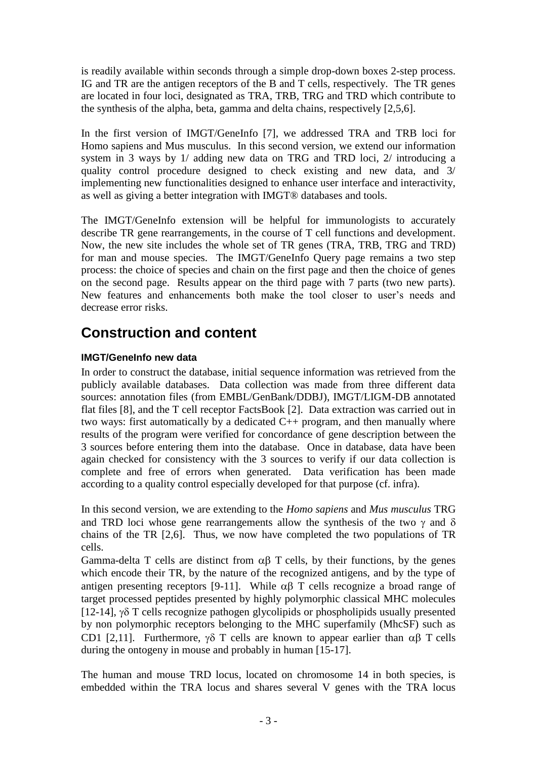is readily available within seconds through a simple drop-down boxes 2-step process. IG and TR are the antigen receptors of the B and T cells, respectively. The TR genes are located in four loci, designated as TRA, TRB, TRG and TRD which contribute to the synthesis of the alpha, beta, gamma and delta chains, respectively [2,5,6].

In the first version of IMGT/GeneInfo [7], we addressed TRA and TRB loci for Homo sapiens and Mus musculus. In this second version, we extend our information system in 3 ways by 1/ adding new data on TRG and TRD loci, 2/ introducing a quality control procedure designed to check existing and new data, and 3/ implementing new functionalities designed to enhance user interface and interactivity, as well as giving a better integration with IMGT® databases and tools.

The IMGT/GeneInfo extension will be helpful for immunologists to accurately describe TR gene rearrangements, in the course of T cell functions and development. Now, the new site includes the whole set of TR genes (TRA, TRB, TRG and TRD) for man and mouse species. The IMGT/GeneInfo Query page remains a two step process: the choice of species and chain on the first page and then the choice of genes on the second page. Results appear on the third page with 7 parts (two new parts). New features and enhancements both make the tool closer to user's needs and decrease error risks.

# Construction and content

### IMGT/GeneInfo new data

In order to construct the database, initial sequence information was retrieved from the publicly available databases. Data collection was made from three different data sources: annotation files (from EMBL/GenBank/DDBJ), IMGT/LIGM-DB annotated flat files [8], and the T cell receptor FactsBook [2]. Data extraction was carried out in two ways: first automatically by a dedicated C++ program, and then manually where results of the program were verified for concordance of gene description between the 3 sources before entering them into the database. Once in database, data have been again checked for consistency with the 3 sources to verify if our data collection is complete and free of errors when generated. Data verification has been made according to a quality control especially developed for that purpose (cf. infra).

In this second version, we are extending to the *Homo sapiens* and *Mus musculus* TRG and TRD loci whose gene rearrangements allow the synthesis of the two $\gamma$ and $\delta$ chains of the TR [2,6]. Thus, we now have completed the two populations of TR cells.

Gamma-delta T cells are distinct from $\alpha\beta$ T cells, by their functions, by the genes which encode their TR, by the nature of the recognized antigens, and by the type of antigen presenting receptors [9-11]. While $\alpha\beta$ T cells recognize a broad range of target processed peptides presented by highly polymorphic classical MHC molecules [12-14], $\gamma\delta$ T cells recognize pathogen glycolipids or phospholipids usually presented by non polymorphic receptors belonging to the MHC superfamily (MhcSF) such as CD1 [2,11]. Furthermore, $\gamma\delta$ T cells are known to appear earlier than $\alpha\beta$ T cells during the ontogeny in mouse and probably in human [15-17].

The human and mouse TRD locus, located on chromosome 14 in both species, is embedded within the TRA locus and shares several V genes with the TRA locus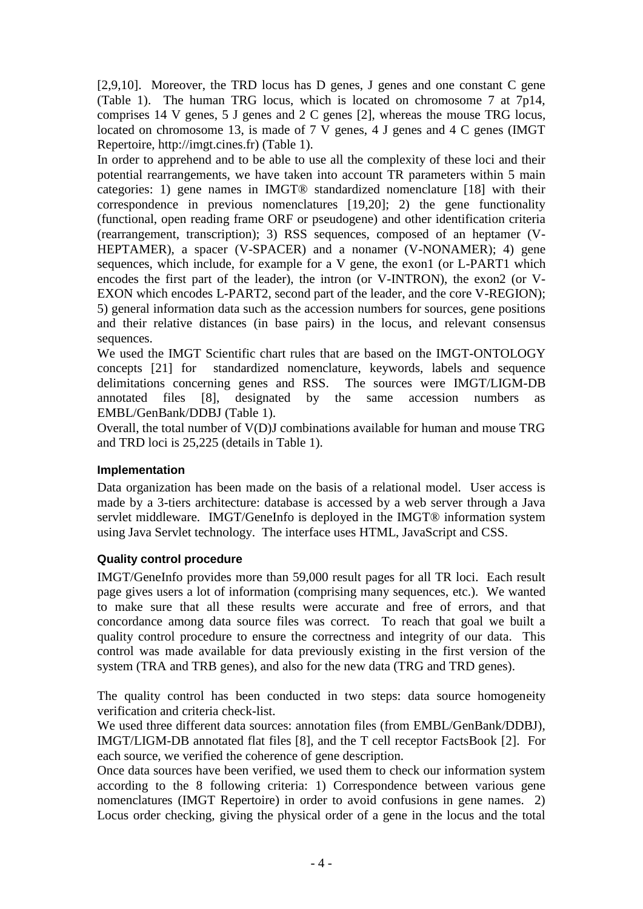[2,9,10]. Moreover, the TRD locus has D genes, J genes and one constant C gene (Table 1). The human TRG locus, which is located on chromosome 7 at 7p14, comprises 14 V genes, 5 J genes and 2 C genes [2], whereas the mouse TRG locus, located on chromosome 13, is made of 7 V genes, 4 J genes and 4 C genes (IMGT Repertoire, http://imgt.cines.fr) (Table 1).

In order to apprehend and to be able to use all the complexity of these loci and their potential rearrangements, we have taken into account TR parameters within 5 main categories: 1) gene names in IMGT® standardized nomenclature [18] with their correspondence in previous nomenclatures [19,20]; 2) the gene functionality (functional, open reading frame ORF or pseudogene) and other identification criteria (rearrangement, transcription); 3) RSS sequences, composed of an heptamer (V-HEPTAMER), a spacer (V-SPACER) and a nonamer (V-NONAMER); 4) gene sequences, which include, for example for a V gene, the exon1 (or L-PART1 which encodes the first part of the leader), the intron (or V-INTRON), the exon2 (or V-EXON which encodes L-PART2, second part of the leader, and the core V-REGION); 5) general information data such as the accession numbers for sources, gene positions and their relative distances (in base pairs) in the locus, and relevant consensus sequences.

We used the IMGT Scientific chart rules that are based on the IMGT-ONTOLOGY concepts [21] for standardized nomenclature, keywords, labels and sequence delimitations concerning genes and RSS. The sources were IMGT/LIGM-DB annotated files [8], designated by the same accession numbers as EMBL/GenBank/DDBJ (Table 1).

Overall, the total number of V(D)J combinations available for human and mouse TRG and TRD loci is 25,225 (details in Table 1).

### Implementation

Data organization has been made on the basis of a relational model. User access is made by a 3-tiers architecture: database is accessed by a web server through a Java servlet middleware. IMGT/GeneInfo is deployed in the IMGT® information system using Java Servlet technology. The interface uses HTML, JavaScript and CSS.

### Quality control procedure

IMGT/GeneInfo provides more than 59,000 result pages for all TR loci. Each result page gives users a lot of information (comprising many sequences, etc.). We wanted to make sure that all these results were accurate and free of errors, and that concordance among data source files was correct. To reach that goal we built a quality control procedure to ensure the correctness and integrity of our data. This control was made available for data previously existing in the first version of the system (TRA and TRB genes), and also for the new data (TRG and TRD genes).

The quality control has been conducted in two steps: data source homogeneity verification and criteria check-list.

We used three different data sources: annotation files (from EMBL/GenBank/DDBJ), IMGT/LIGM-DB annotated flat files [8], and the T cell receptor FactsBook [2]. For each source, we verified the coherence of gene description.

Once data sources have been verified, we used them to check our information system according to the 8 following criteria: 1) Correspondence between various gene nomenclatures (IMGT Repertoire) in order to avoid confusions in gene names. 2) Locus order checking, giving the physical order of a gene in the locus and the total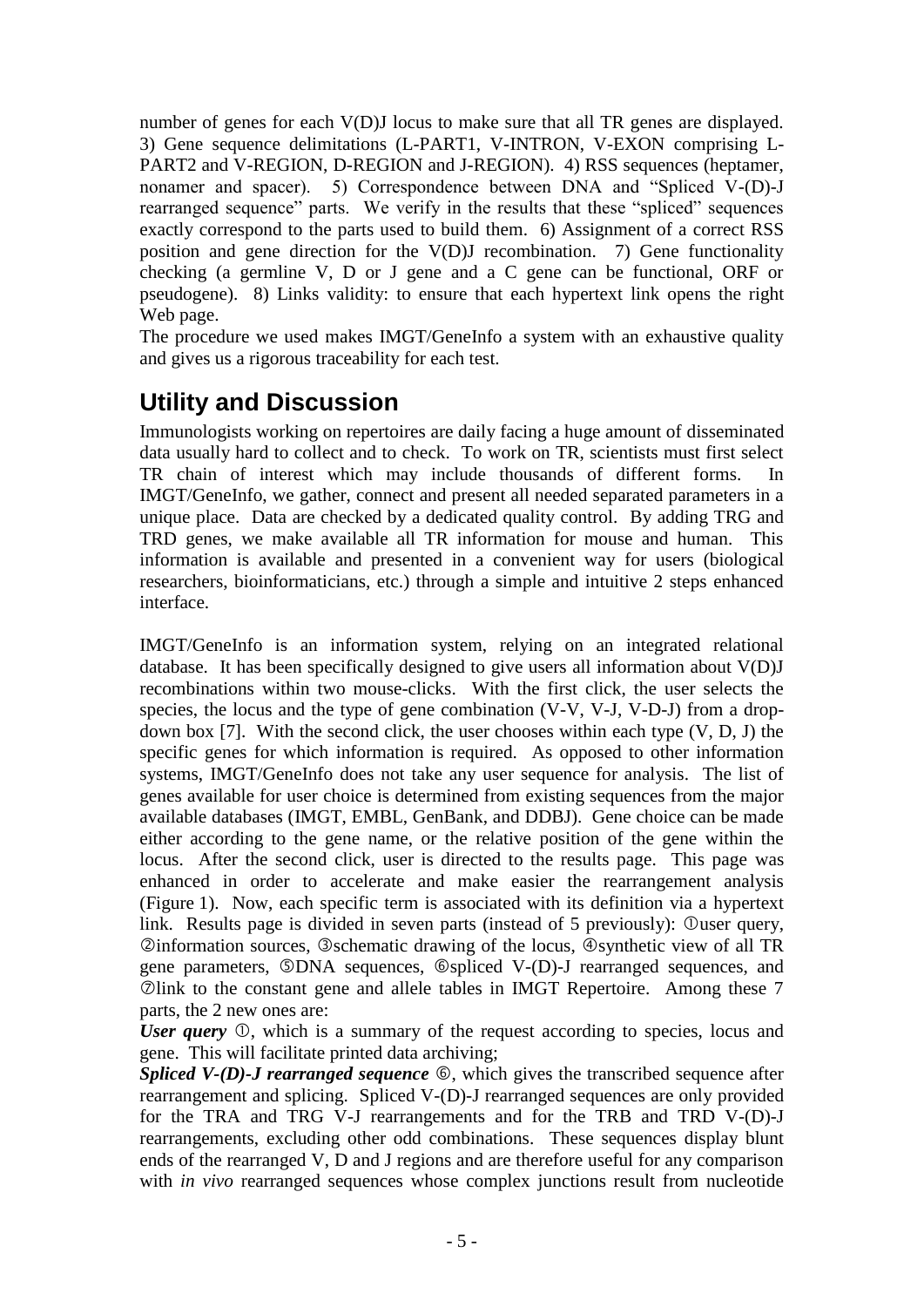number of genes for each V(D)J locus to make sure that all TR genes are displayed. 3) Gene sequence delimitations (L-PART1, V-INTRON, V-EXON comprising L-PART2 and V-REGION, D-REGION and J-REGION). 4) RSS sequences (heptamer, nonamer and spacer). 5) Correspondence between DNA and "Spliced V-(D)-J rearranged sequence" parts. We verify in the results that these "spliced" sequences exactly correspond to the parts used to build them. 6) Assignment of a correct RSS position and gene direction for the V(D)J recombination. 7) Gene functionality checking (a germline V, D or J gene and a C gene can be functional, ORF or pseudogene). 8) Links validity: to ensure that each hypertext link opens the right Web page.

The procedure we used makes IMGT/GeneInfo a system with an exhaustive quality and gives us a rigorous traceability for each test.

## Utility and Discussion

Immunologists working on repertoires are daily facing a huge amount of disseminated data usually hard to collect and to check. To work on TR, scientists must first select TR chain of interest which may include thousands of different forms. In IMGT/GeneInfo, we gather, connect and present all needed separated parameters in a unique place. Data are checked by a dedicated quality control. By adding TRG and TRD genes, we make available all TR information for mouse and human. This information is available and presented in a convenient way for users (biological researchers, bioinformaticians, etc.) through a simple and intuitive 2 steps enhanced interface.

IMGT/GeneInfo is an information system, relying on an integrated relational database. It has been specifically designed to give users all information about V(D)J recombinations within two mouse-clicks. With the first click, the user selects the species, the locus and the type of gene combination (V-V, V-J, V-D-J) from a drop-down box [7]. With the second click, the user chooses within each type (V, D, J) the specific genes for which information is required. As opposed to other information systems, IMGT/GeneInfo does not take any user sequence for analysis. The list of genes available for user choice is determined from existing sequences from the major available databases (IMGT, EMBL, GenBank, and DDBJ). Gene choice can be made either according to the gene name, or the relative position of the gene within the locus. After the second click, user is directed to the results page. This page was enhanced in order to accelerate and make easier the rearrangement analysis (Figure 1). Now, each specific term is associated with its definition via a hypertext link. Results page is divided in seven parts (instead of 5 previously): ①user query, ②information sources, ③schematic drawing of the locus, ④synthetic view of all TR gene parameters, ⑤DNA sequences, ⑥spliced V-(D)-J rearranged sequences, and ⑦link to the constant gene and allele tables in IMGT Repertoire. Among these 7 parts, the 2 new ones are:

***User query*** ①, which is a summary of the request according to species, locus and gene. This will facilitate printed data archiving;

***Spliced V-(D)-J rearranged sequence*** ⑥, which gives the transcribed sequence after rearrangement and splicing. Spliced V-(D)-J rearranged sequences are only provided for the TRA and TRG V-J rearrangements and for the TRB and TRD V-(D)-J rearrangements, excluding other odd combinations. These sequences display blunt ends of the rearranged V, D and J regions and are therefore useful for any comparison with *in vivo* rearranged sequences whose complex junctions result from nucleotide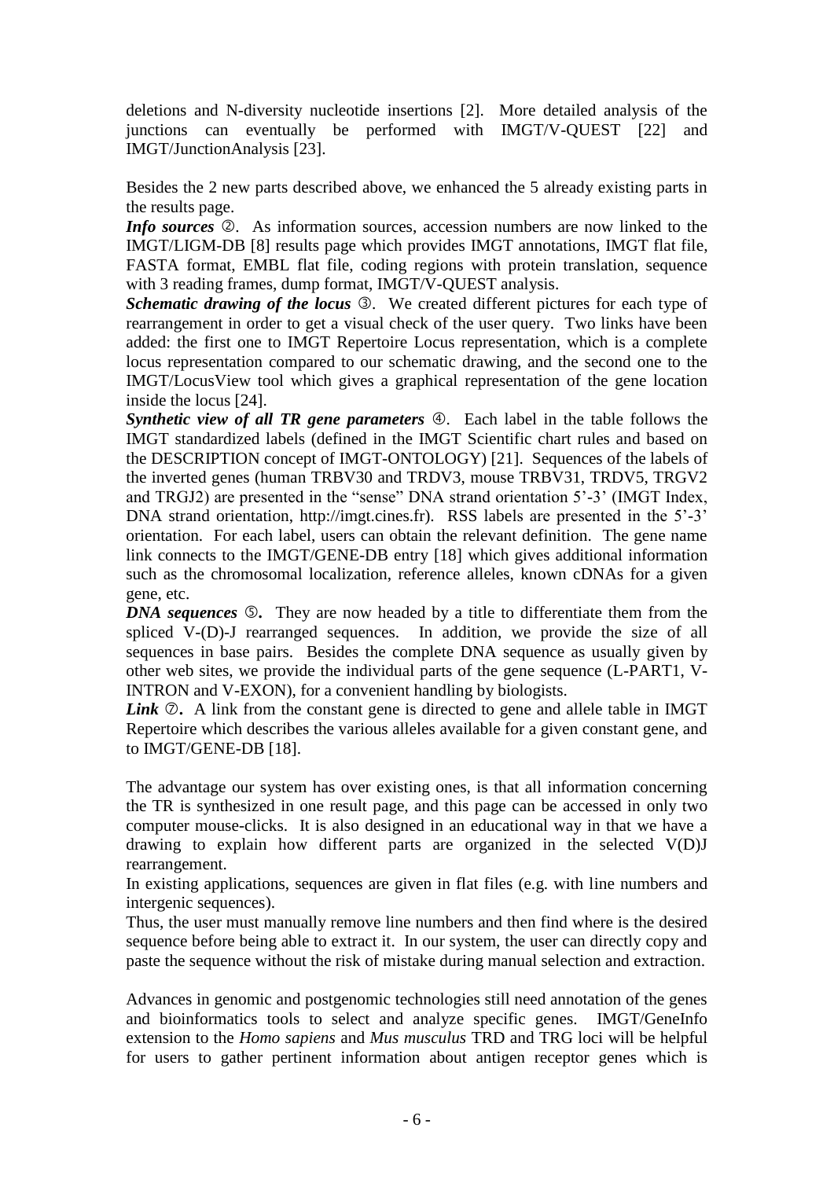deletions and N-diversity nucleotide insertions [2]. More detailed analysis of the junctions can eventually be performed with IMGT/V-QUEST [22] and IMGT/JunctionAnalysis [23].

Besides the 2 new parts described above, we enhanced the 5 already existing parts in the results page.

***Info sources*** ②. As information sources, accession numbers are now linked to the IMGT/LIGM-DB [8] results page which provides IMGT annotations, IMGT flat file, FASTA format, EMBL flat file, coding regions with protein translation, sequence with 3 reading frames, dump format, IMGT/V-QUEST analysis.

***Schematic drawing of the locus*** ③. We created different pictures for each type of rearrangement in order to get a visual check of the user query. Two links have been added: the first one to IMGT Repertoire Locus representation, which is a complete locus representation compared to our schematic drawing, and the second one to the IMGT/LocusView tool which gives a graphical representation of the gene location inside the locus [24].

***Synthetic view of all TR gene parameters*** ④. Each label in the table follows the IMGT standardized labels (defined in the IMGT Scientific chart rules and based on the DESCRIPTION concept of IMGT-ONTOLOGY) [21]. Sequences of the labels of the inverted genes (human TRBV30 and TRDV3, mouse TRBV31, TRDV5, TRGV2 and TRGJ2) are presented in the "sense" DNA strand orientation 5'-3' (IMGT Index, DNA strand orientation, http://imgt.cines.fr). RSS labels are presented in the 5'-3' orientation. For each label, users can obtain the relevant definition. The gene name link connects to the IMGT/GENE-DB entry [18] which gives additional information such as the chromosomal localization, reference alleles, known cDNAs for a given gene, etc.

***DNA sequences*** ⑤**.** They are now headed by a title to differentiate them from the spliced V-(D)-J rearranged sequences. In addition, we provide the size of all sequences in base pairs. Besides the complete DNA sequence as usually given by other web sites, we provide the individual parts of the gene sequence (L-PART1, V-INTRON and V-EXON), for a convenient handling by biologists.

***Link*** ⑦**.** A link from the constant gene is directed to gene and allele table in IMGT Repertoire which describes the various alleles available for a given constant gene, and to IMGT/GENE-DB [18].

The advantage our system has over existing ones, is that all information concerning the TR is synthesized in one result page, and this page can be accessed in only two computer mouse-clicks. It is also designed in an educational way in that we have a drawing to explain how different parts are organized in the selected V(D)J rearrangement.

In existing applications, sequences are given in flat files (e.g. with line numbers and intergenic sequences).

Thus, the user must manually remove line numbers and then find where is the desired sequence before being able to extract it. In our system, the user can directly copy and paste the sequence without the risk of mistake during manual selection and extraction.

Advances in genomic and postgenomic technologies still need annotation of the genes and bioinformatics tools to select and analyze specific genes. IMGT/GeneInfo extension to the *Homo sapiens* and *Mus musculus* TRD and TRG loci will be helpful for users to gather pertinent information about antigen receptor genes which is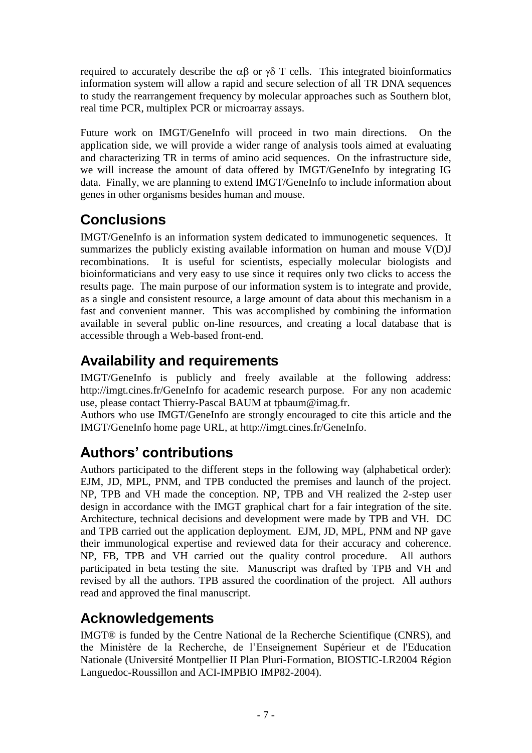required to accurately describe the $\alpha\beta$ or $\gamma\delta$ T cells. This integrated bioinformatics information system will allow a rapid and secure selection of all TR DNA sequences to study the rearrangement frequency by molecular approaches such as Southern blot, real time PCR, multiplex PCR or microarray assays.

Future work on IMGT/GeneInfo will proceed in two main directions. On the application side, we will provide a wider range of analysis tools aimed at evaluating and characterizing TR in terms of amino acid sequences. On the infrastructure side, we will increase the amount of data offered by IMGT/GeneInfo by integrating IG data. Finally, we are planning to extend IMGT/GeneInfo to include information about genes in other organisms besides human and mouse.

## Conclusions

IMGT/GeneInfo is an information system dedicated to immunogenetic sequences. It summarizes the publicly existing available information on human and mouse V(D)J recombinations. It is useful for scientists, especially molecular biologists and bioinformaticians and very easy to use since it requires only two clicks to access the results page. The main purpose of our information system is to integrate and provide, as a single and consistent resource, a large amount of data about this mechanism in a fast and convenient manner. This was accomplished by combining the information available in several public on-line resources, and creating a local database that is accessible through a Web-based front-end.

## Availability and requirements

IMGT/GeneInfo is publicly and freely available at the following address: http://imgt.cines.fr/GeneInfo for academic research purpose. For any non academic use, please contact Thierry-Pascal BAUM at tpbaum@imag.fr.

Authors who use IMGT/GeneInfo are strongly encouraged to cite this article and the IMGT/GeneInfo home page URL, at http://imgt.cines.fr/GeneInfo.

## Authors' contributions

Authors participated to the different steps in the following way (alphabetical order): EJM, JD, MPL, PNM, and TPB conducted the premises and launch of the project. NP, TPB and VH made the conception. NP, TPB and VH realized the 2-step user design in accordance with the IMGT graphical chart for a fair integration of the site. Architecture, technical decisions and development were made by TPB and VH. DC and TPB carried out the application deployment. EJM, JD, MPL, PNM and NP gave their immunological expertise and reviewed data for their accuracy and coherence. NP, FB, TPB and VH carried out the quality control procedure. All authors participated in beta testing the site. Manuscript was drafted by TPB and VH and revised by all the authors. TPB assured the coordination of the project. All authors read and approved the final manuscript.

## Acknowledgements

IMGT® is funded by the Centre National de la Recherche Scientifique (CNRS), and the Ministère de la Recherche, de l'Enseignement Supérieur et de l'Education Nationale (Université Montpellier II Plan Pluri-Formation, BIOSTIC-LR2004 Région Languedoc-Roussillon and ACI-IMPBIO IMP82-2004).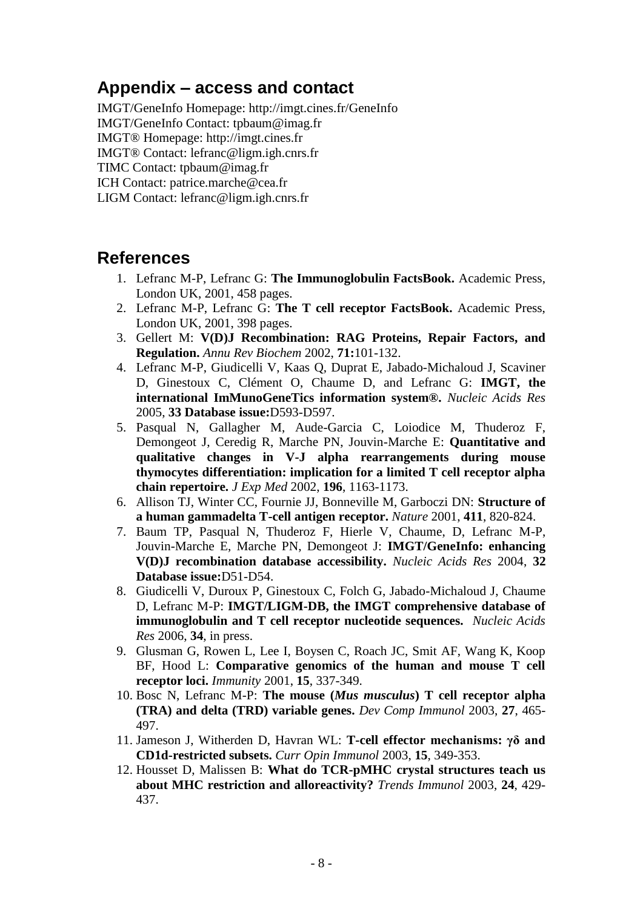## Appendix – access and contact

IMGT/GeneInfo Homepage: http://imgt.cines.fr/GeneInfo
IMGT/GeneInfo Contact: tpbaum@imag.fr
IMGT® Homepage: http://imgt.cines.fr
IMGT® Contact: lefranc@ligm.igh.cnrs.fr
TIMC Contact: tpbaum@imag.fr
ICH Contact: patrice.marche@cea.fr
LIGM Contact: lefranc@ligm.igh.cnrs.fr

## References

1. Lefranc M-P, Lefranc G: **The Immunoglobulin FactsBook.** Academic Press, London UK, 2001, 458 pages.
2. Lefranc M-P, Lefranc G: **The T cell receptor FactsBook.** Academic Press, London UK, 2001, 398 pages.
3. Gellert M: **V(D)J Recombination: RAG Proteins, Repair Factors, and Regulation.** *Annu Rev Biochem* 2002, **71:**101-132.
4. Lefranc M-P, Giudicelli V, Kaas Q, Duprat E, Jabado-Michaloud J, Scaviner D, Ginestoux C, Clément O, Chaume D, and Lefranc G: **IMGT, the international ImMunoGeneTics information system®.** *Nucleic Acids Res* 2005, **33 Database issue:**D593-D597.
5. Pasqual N, Gallagher M, Aude-Garcia C, Loiodice M, Thuderoz F, Demongeot J, Ceredig R, Marche PN, Jouvin-Marche E: **Quantitative and qualitative changes in V-J alpha rearrangements during mouse thymocytes differentiation: implication for a limited T cell receptor alpha chain repertoire.** *J Exp Med* 2002, **196**, 1163-1173.
6. Allison TJ, Winter CC, Fournie JJ, Bonneville M, Garboczi DN: **Structure of a human gammadelta T-cell antigen receptor.** *Nature* 2001, **411**, 820-824.
7. Baum TP, Pasqual N, Thuderoz F, Hierle V, Chaume, D, Lefranc M-P, Jouvin-Marche E, Marche PN, Demongeot J: **IMGT/GeneInfo: enhancing V(D)J recombination database accessibility.** *Nucleic Acids Res* 2004, **32 Database issue:**D51-D54.
8. Giudicelli V, Duroux P, Ginestoux C, Folch G, Jabado-Michaloud J, Chaume D, Lefranc M-P: **IMGT/LIGM-DB, the IMGT comprehensive database of immunoglobulin and T cell receptor nucleotide sequences.** *Nucleic Acids Res* 2006, **34**, in press.
9. Glusman G, Rowen L, Lee I, Boysen C, Roach JC, Smit AF, Wang K, Koop BF, Hood L: **Comparative genomics of the human and mouse T cell receptor loci.** *Immunity* 2001, **15**, 337-349.
10. Bosc N, Lefranc M-P: **The mouse (*Mus musculus*) T cell receptor alpha (TRA) and delta (TRD) variable genes.** *Dev Comp Immunol* 2003, **27**, 465-497.
11. Jameson J, Witherden D, Havran WL: **T-cell effector mechanisms: γδ and CD1d-restricted subsets.** *Curr Opin Immunol* 2003, **15**, 349-353.
12. Housset D, Malissen B: **What do TCR-pMHC crystal structures teach us about MHC restriction and alloreactivity?** *Trends Immunol* 2003, **24**, 429-437.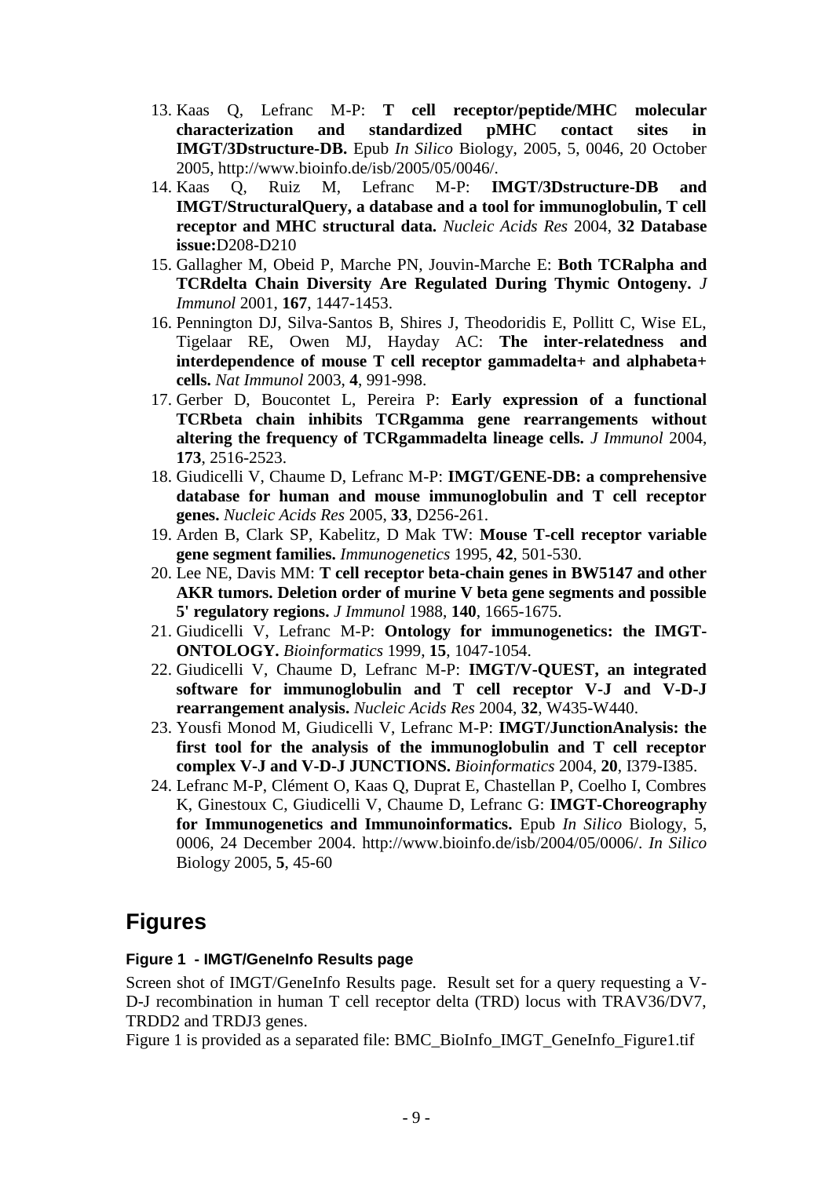13. Kaas Q, Lefranc M-P: **T cell receptor/peptide/MHC molecular characterization and standardized pMHC contact sites in IMGT/3Dstructure-DB.** Epub *In Silico* Biology, 2005, 5, 0046, 20 October 2005, http://www.bioinfo.de/isb/2005/05/0046/.
14. Kaas Q, Ruiz M, Lefranc M-P: **IMGT/3Dstructure-DB and IMGT/StructuralQuery, a database and a tool for immunoglobulin, T cell receptor and MHC structural data.** *Nucleic Acids Res* 2004, **32 Database issue:**D208-D210
15. Gallagher M, Obeid P, Marche PN, Jouvin-Marche E: **Both TCRalpha and TCRdelta Chain Diversity Are Regulated During Thymic Ontogeny.** *J Immunol* 2001, **167**, 1447-1453.
16. Pennington DJ, Silva-Santos B, Shires J, Theodoridis E, Pollitt C, Wise EL, Tigelaar RE, Owen MJ, Hayday AC: **The inter-relatedness and interdependence of mouse T cell receptor gammadelta+ and alphabeta+ cells.** *Nat Immunol* 2003, **4**, 991-998.
17. Gerber D, Boucontet L, Pereira P: **Early expression of a functional TCRbeta chain inhibits TCRgamma gene rearrangements without altering the frequency of TCRgammadelta lineage cells.** *J Immunol* 2004, **173**, 2516-2523.
18. Giudicelli V, Chaume D, Lefranc M-P: **IMGT/GENE-DB: a comprehensive database for human and mouse immunoglobulin and T cell receptor genes.** *Nucleic Acids Res* 2005, **33**, D256-261.
19. Arden B, Clark SP, Kabelitz, D Mak TW: **Mouse T-cell receptor variable gene segment families.** *Immunogenetics* 1995, **42**, 501-530.
20. Lee NE, Davis MM: **T cell receptor beta-chain genes in BW5147 and other AKR tumors. Deletion order of murine V beta gene segments and possible 5' regulatory regions.** *J Immunol* 1988, **140**, 1665-1675.
21. Giudicelli V, Lefranc M-P: **Ontology for immunogenetics: the IMGT-ONTOLOGY.** *Bioinformatics* 1999, **15**, 1047-1054.
22. Giudicelli V, Chaume D, Lefranc M-P: **IMGT/V-QUEST, an integrated software for immunoglobulin and T cell receptor V-J and V-D-J rearrangement analysis.** *Nucleic Acids Res* 2004, **32**, W435-W440.
23. Yousfi Monod M, Giudicelli V, Lefranc M-P: **IMGT/JunctionAnalysis: the first tool for the analysis of the immunoglobulin and T cell receptor complex V-J and V-D-J JUNCTIONS.** *Bioinformatics* 2004, **20**, I379-I385.
24. Lefranc M-P, Clément O, Kaas Q, Duprat E, Chastellan P, Coelho I, Combres K, Ginestoux C, Giudicelli V, Chaume D, Lefranc G: **IMGT-Choreography for Immunogenetics and Immunoinformatics.** Epub *In Silico* Biology, 5, 0006, 24 December 2004. http://www.bioinfo.de/isb/2004/05/0006/. *In Silico* Biology 2005, **5**, 45-60

## Figures

### Figure 1 - IMGT/GeneInfo Results page

Screen shot of IMGT/GeneInfo Results page. Result set for a query requesting a V-D-J recombination in human T cell receptor delta (TRD) locus with TRAV36/DV7, TRDD2 and TRDJ3 genes.

Figure 1 is provided as a separated file: BMC_BioInfo_IMGT_GeneInfo_Figure1.tif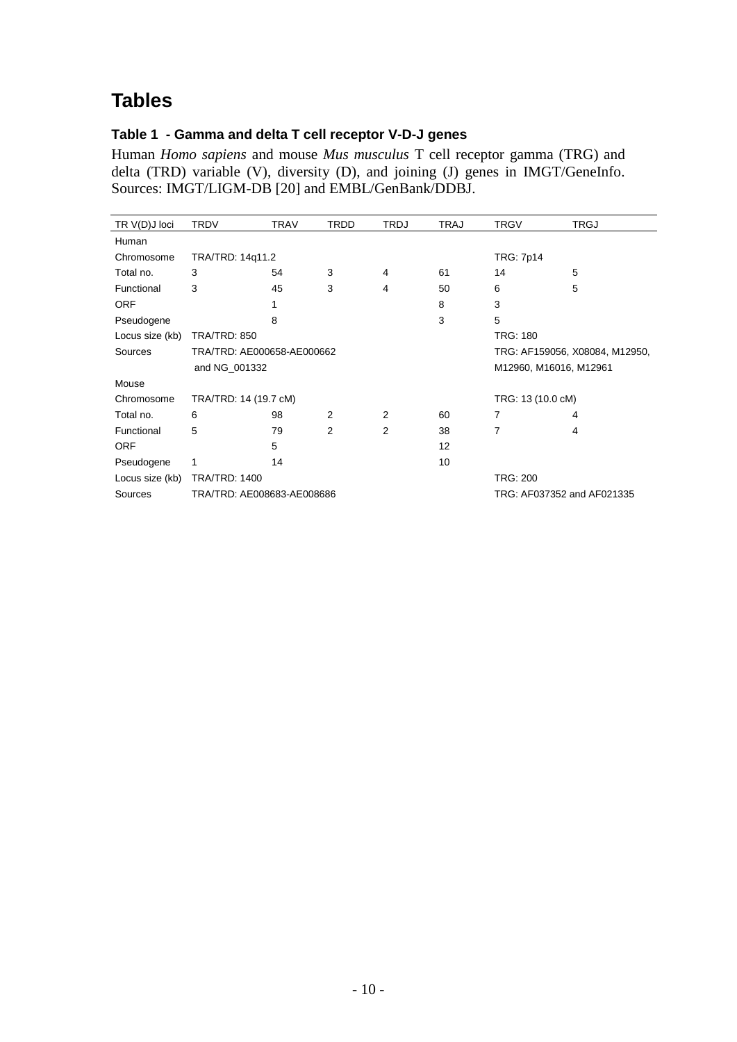# Tables

### Table 1 - Gamma and delta T cell receptor V-D-J genes

Human *Homo sapiens* and mouse *Mus musculus* T cell receptor gamma (TRG) and delta (TRD) variable (V), diversity (D), and joining (J) genes in IMGT/GeneInfo. Sources: IMGT/LIGM-DB [20] and EMBL/GenBank/DDBJ.

| TR V(D)J loci | TRDV | TRAV | TRDD | TRDJ | TRAJ | TRGV | TRGJ |
|---|---|---|---|---|---|---|---|
| Human | | | | | | | |
| Chromosome | TRA/TRD: 14q11.2 | | | | | TRG: 7p14 | |
| Total no. | 3 | 54 | 3 | 4 | 61 | 14 | 5 |
| Functional | 3 | 45 | 3 | 4 | 50 | 6 | 5 |
| ORF | | 1 | | | 8 | 3 | |
| Pseudogene | | 8 | | | 3 | 5 | |
| Locus size (kb) | TRA/TRD: 850 | | | | | TRG: 180 | |
| Sources | TRA/TRD: AE000658-AE000662 | | | | | TRG: AF159056, X08084, M12950, | |
| | and NG_001332 | | | | | M12960, M16015, M12961 | |
| Mouse | | | | | | | |
| Chromosome | TRA/TRD: 14 (19.7 cM) | | | | | TRG: 13 (10.0 cM) | |
| Total no. | 6 | 98 | 2 | 2 | 60 | 7 | 4 |
| Functional | 5 | 79 | 2 | 2 | 38 | 7 | 4 |
| ORF | | 5 | | | 12 | | |
| Pseudogene | 1 | 14 | | | 10 | | |
| Locus size (kb) | TRA/TRD: 1400 | | | | | TRG: 200 | |
| Sources | TRA/TRD: AE008683-AE008686 | | | | | TRG: AF037352 and AF021335 | |